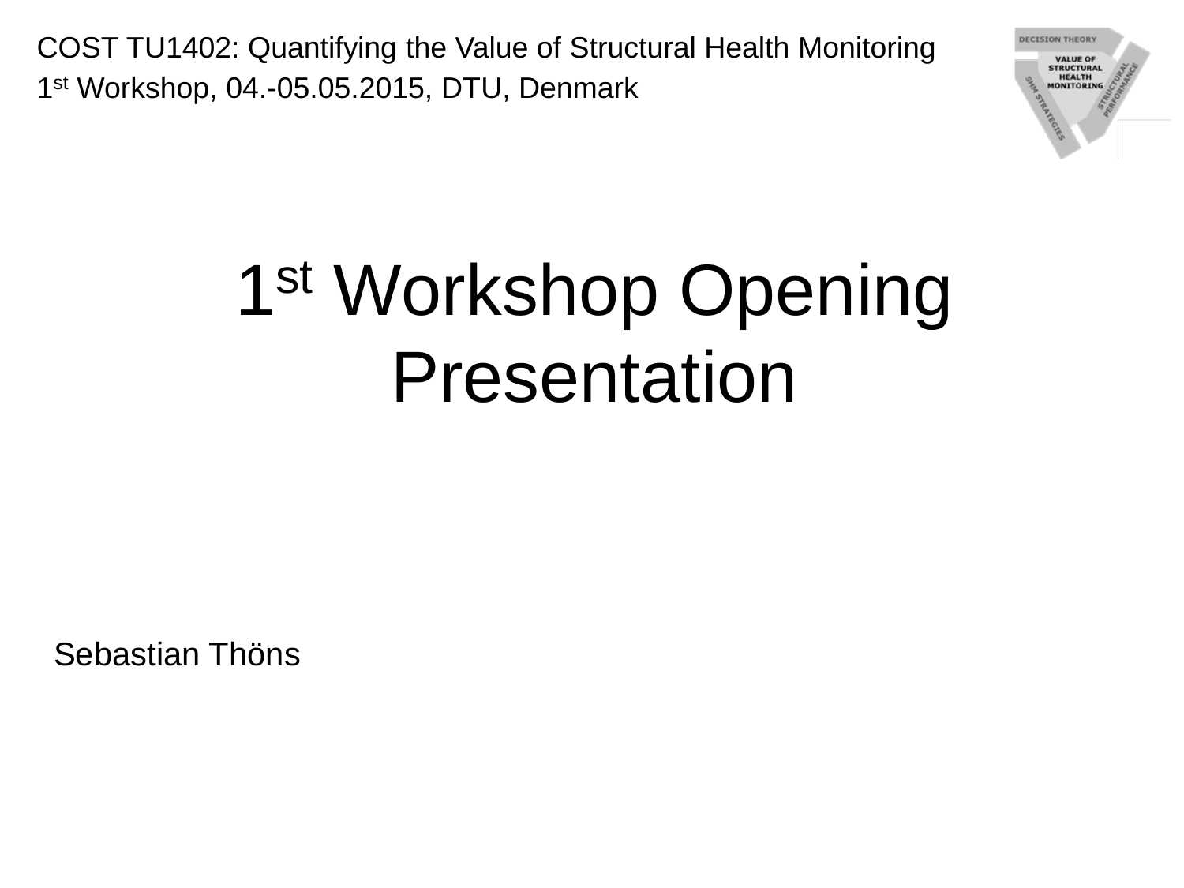COST TU1402: Quantifying the Value of Structural Health Monitoring

1st Workshop, 04.-05.05.2015, DTU, Denmark

# 1st Workshop Opening Presentation

Sebastian Thöns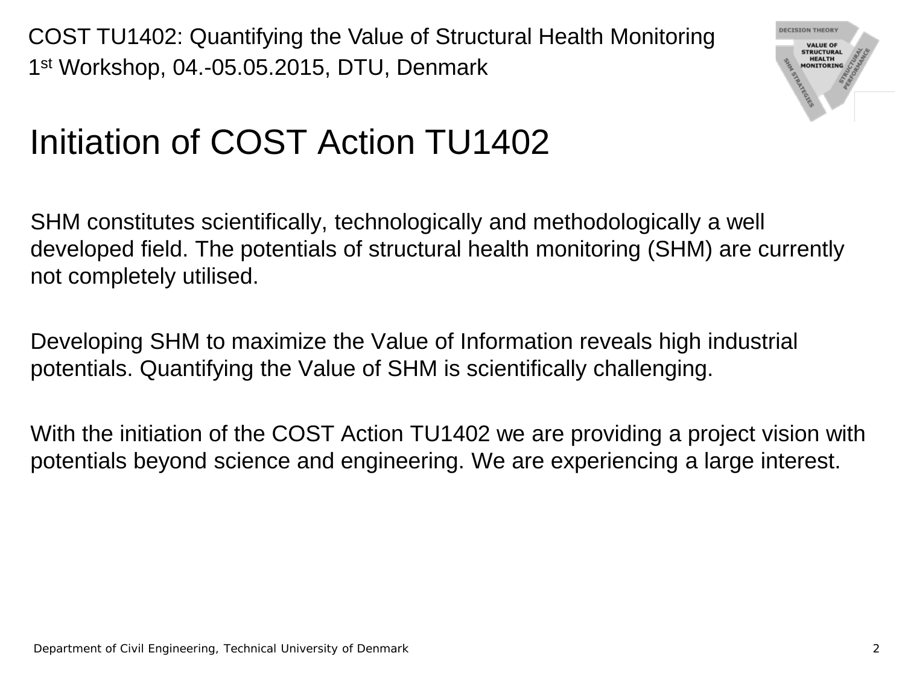# Initiation of COST Action TU1402

SHM constitutes scientifically, technologically and methodologically a well developed field. The potentials of structural health monitoring (SHM) are currently not completely utilised.

Developing SHM to maximize the Value of Information reveals high industrial potentials. Quantifying the Value of SHM is scientifically challenging.

With the initiation of the COST Action TU1402 we are providing a project vision with potentials beyond science and engineering. We are experiencing a large interest.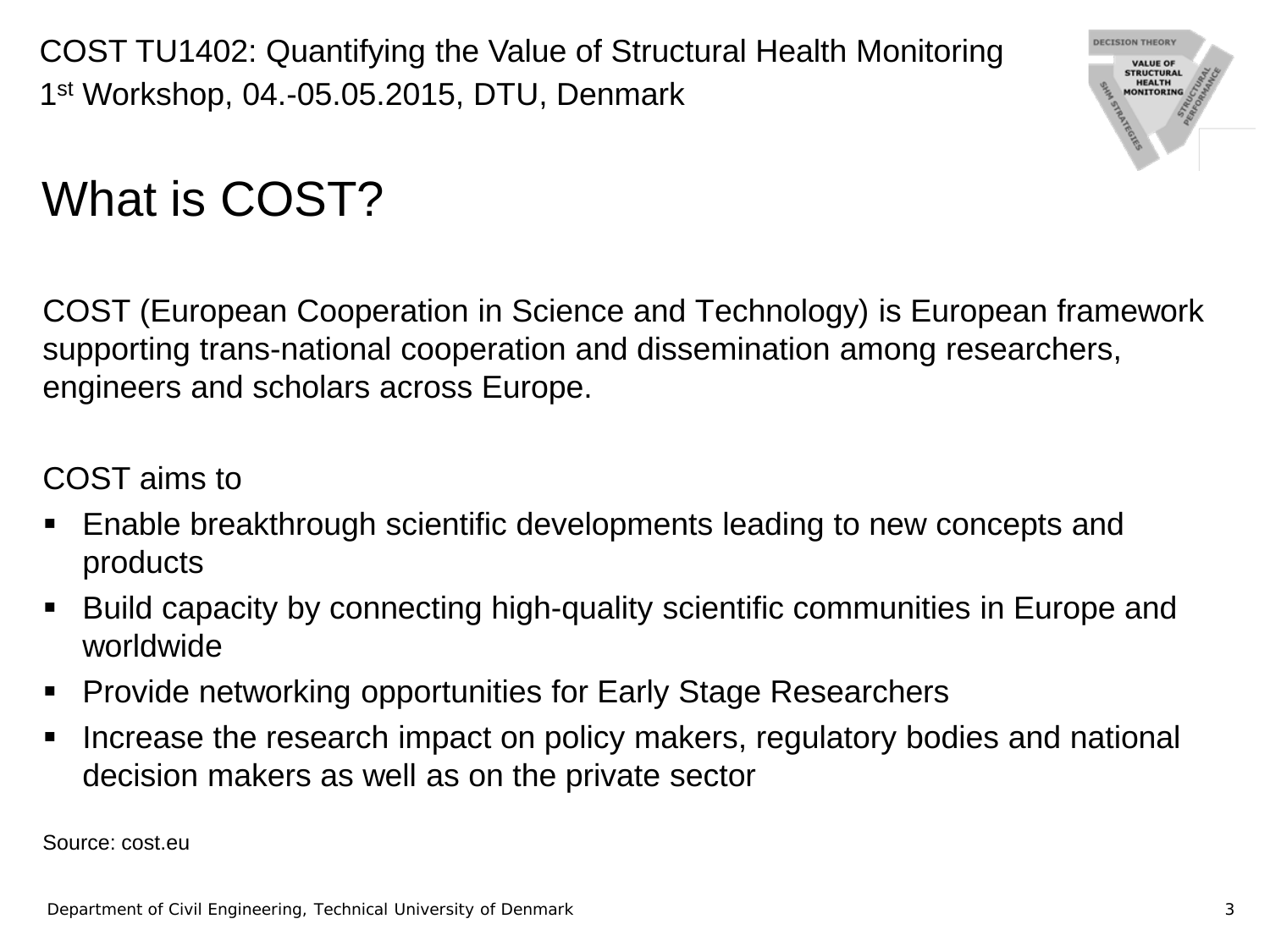# What is COST?

COST (European Cooperation in Science and Technology) is European framework supporting trans-national cooperation and dissemination among researchers, engineers and scholars across Europe.

COST aims to

- Enable breakthrough scientific developments leading to new concepts and products
- Build capacity by connecting high-quality scientific communities in Europe and worldwide
- Provide networking opportunities for Early Stage Researchers
- Increase the research impact on policy makers, regulatory bodies and national decision makers as well as on the private sector

Source: cost.eu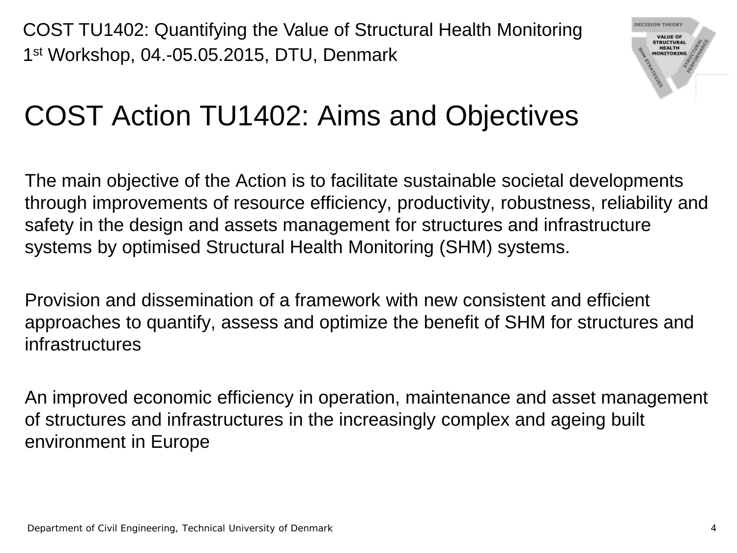# COST Action TU1402: Aims and Objectives

The main objective of the Action is to facilitate sustainable societal developments through improvements of resource efficiency, productivity, robustness, reliability and safety in the design and assets management for structures and infrastructure systems by optimised Structural Health Monitoring (SHM) systems.

Provision and dissemination of a framework with new consistent and efficient approaches to quantify, assess and optimize the benefit of SHM for structures and infrastructures

An improved economic efficiency in operation, maintenance and asset management of structures and infrastructures in the increasingly complex and ageing built environment in Europe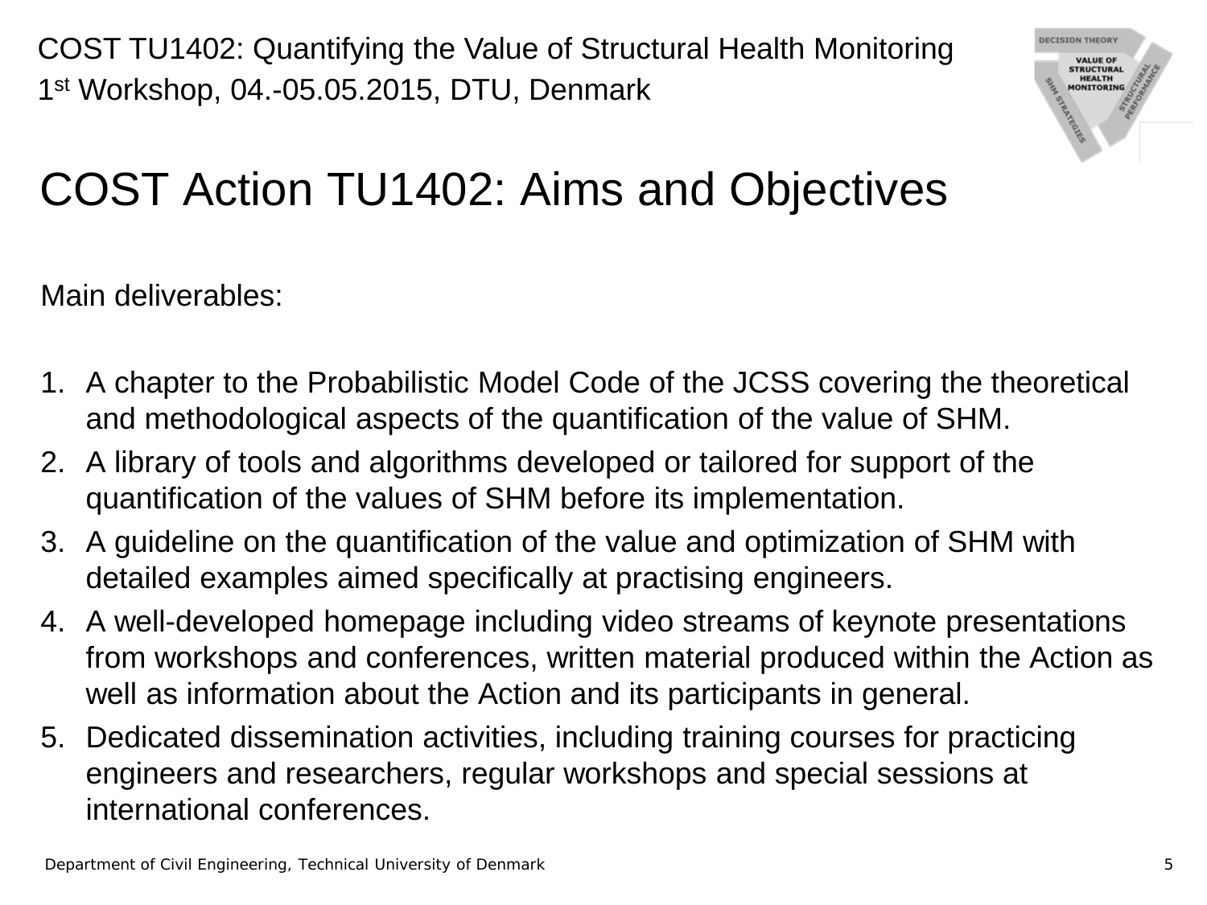# COST Action TU1402: Aims and Objectives

Main deliverables:

1. A chapter to the Probabilistic Model Code of the JCSS covering the theoretical and methodological aspects of the quantification of the value of SHM.
2. A library of tools and algorithms developed or tailored for support of the quantification of the values of SHM before its implementation.
3. A guideline on the quantification of the value and optimization of SHM with detailed examples aimed specifically at practising engineers.
4. A well-developed homepage including video streams of keynote presentations from workshops and conferences, written material produced within the Action as well as information about the Action and its participants in general.
5. Dedicated dissemination activities, including training courses for practicing engineers and researchers, regular workshops and special sessions at international conferences.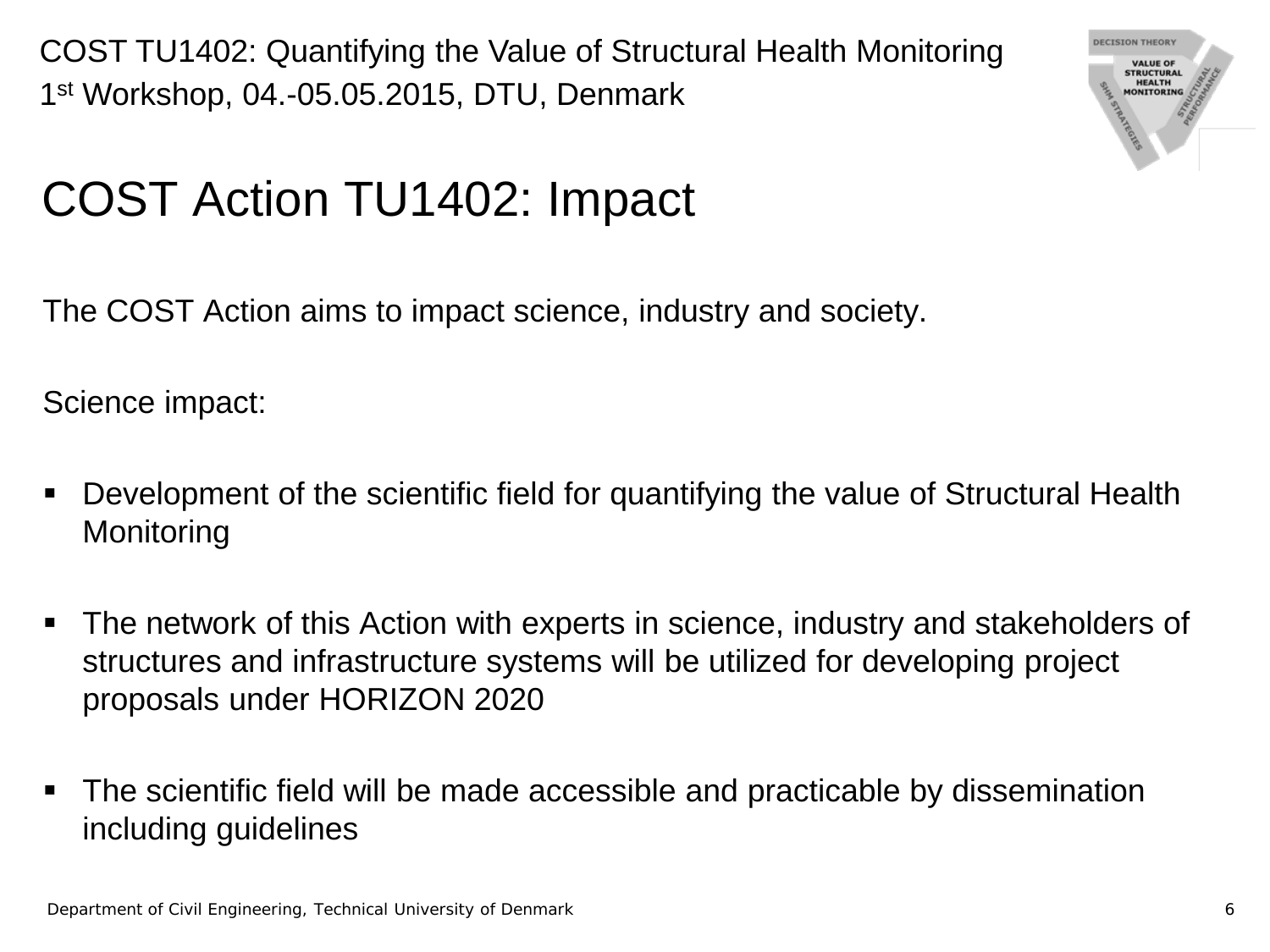# COST Action TU1402: Impact

The COST Action aims to impact science, industry and society.

Science impact:

- Development of the scientific field for quantifying the value of Structural Health Monitoring
- The network of this Action with experts in science, industry and stakeholders of structures and infrastructure systems will be utilized for developing project proposals under HORIZON 2020
- The scientific field will be made accessible and practicable by dissemination including guidelines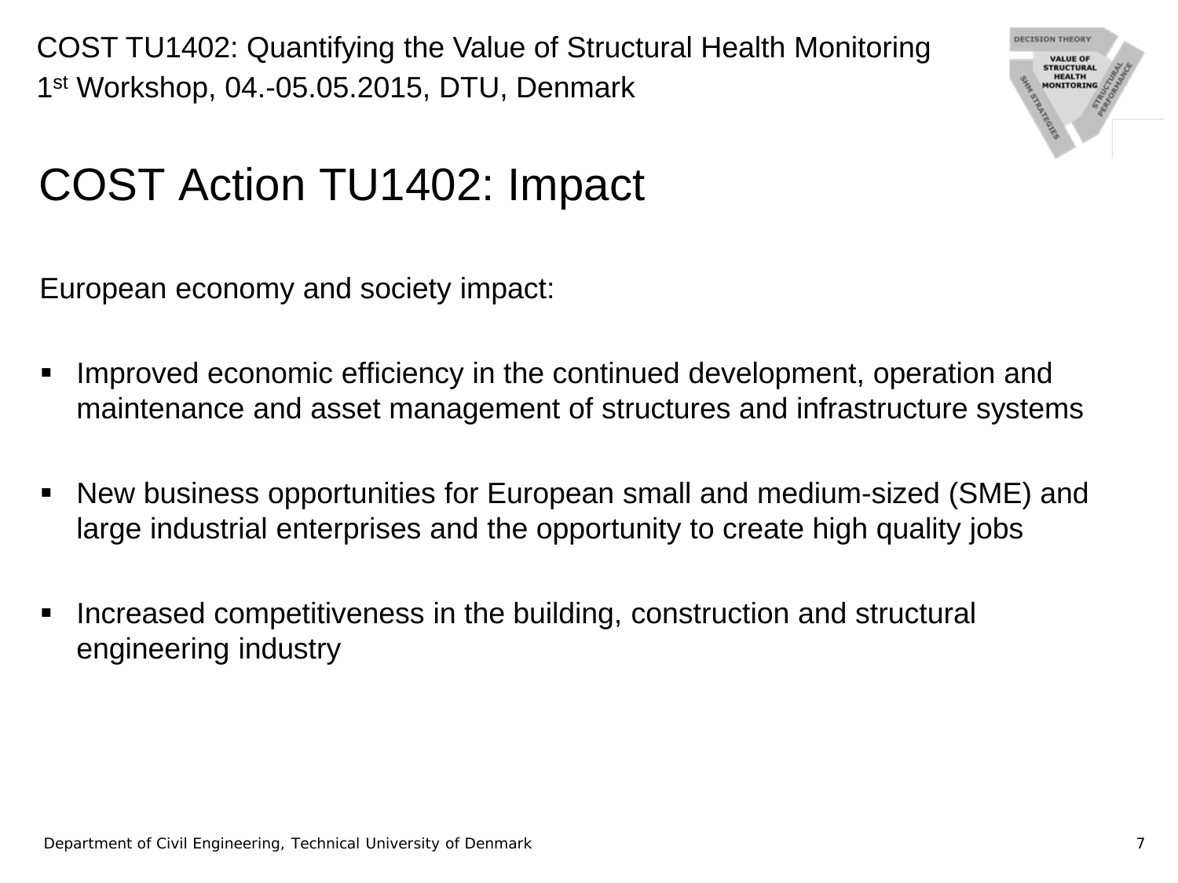# COST Action TU1402: Impact

European economy and society impact:

- Improved economic efficiency in the continued development, operation and maintenance and asset management of structures and infrastructure systems
- New business opportunities for European small and medium-sized (SME) and large industrial enterprises and the opportunity to create high quality jobs
- Increased competitiveness in the building, construction and structural engineering industry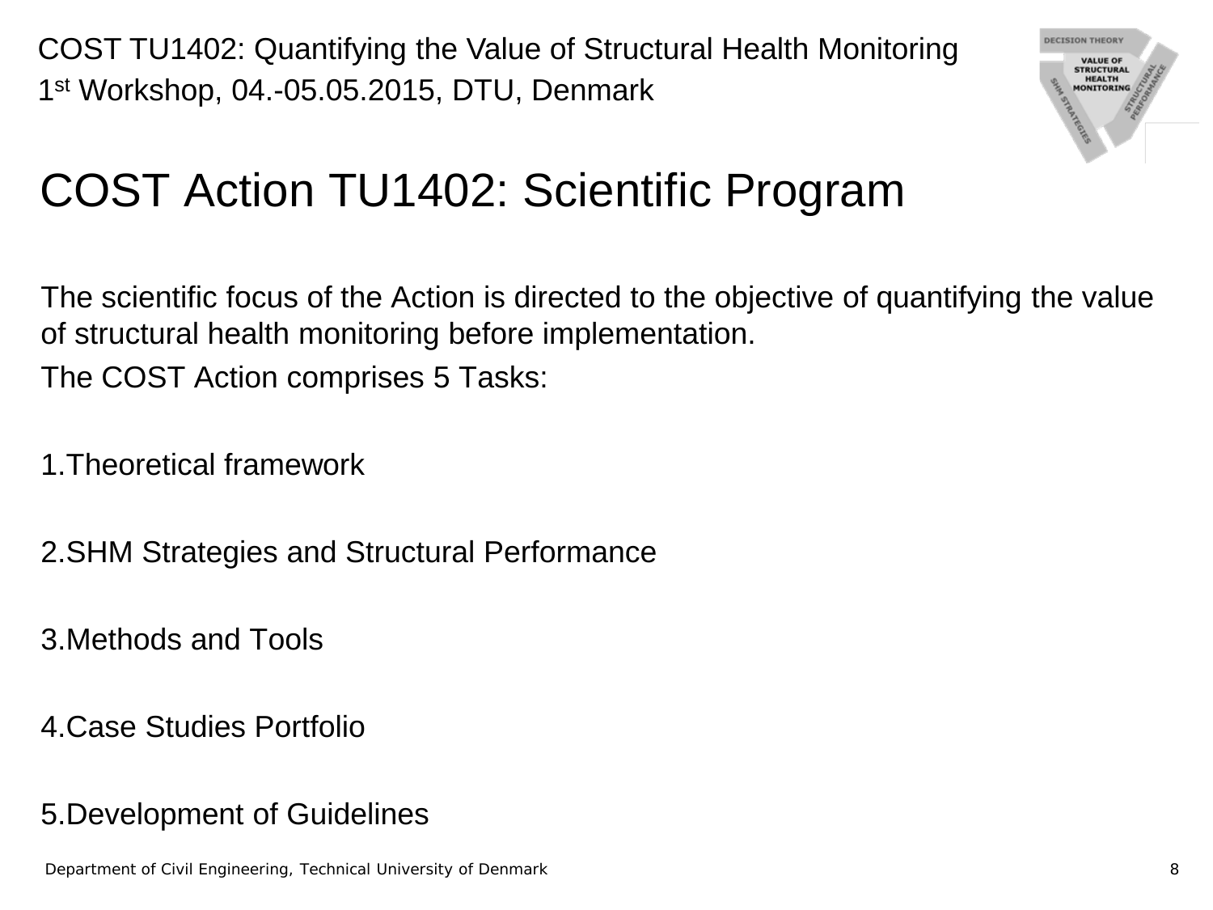# COST Action TU1402: Scientific Program

The scientific focus of the Action is directed to the objective of quantifying the value of structural health monitoring before implementation.

The COST Action comprises 5 Tasks:

1. Theoretical framework
2. SHM Strategies and Structural Performance
3. Methods and Tools
4. Case Studies Portfolio
5. Development of Guidelines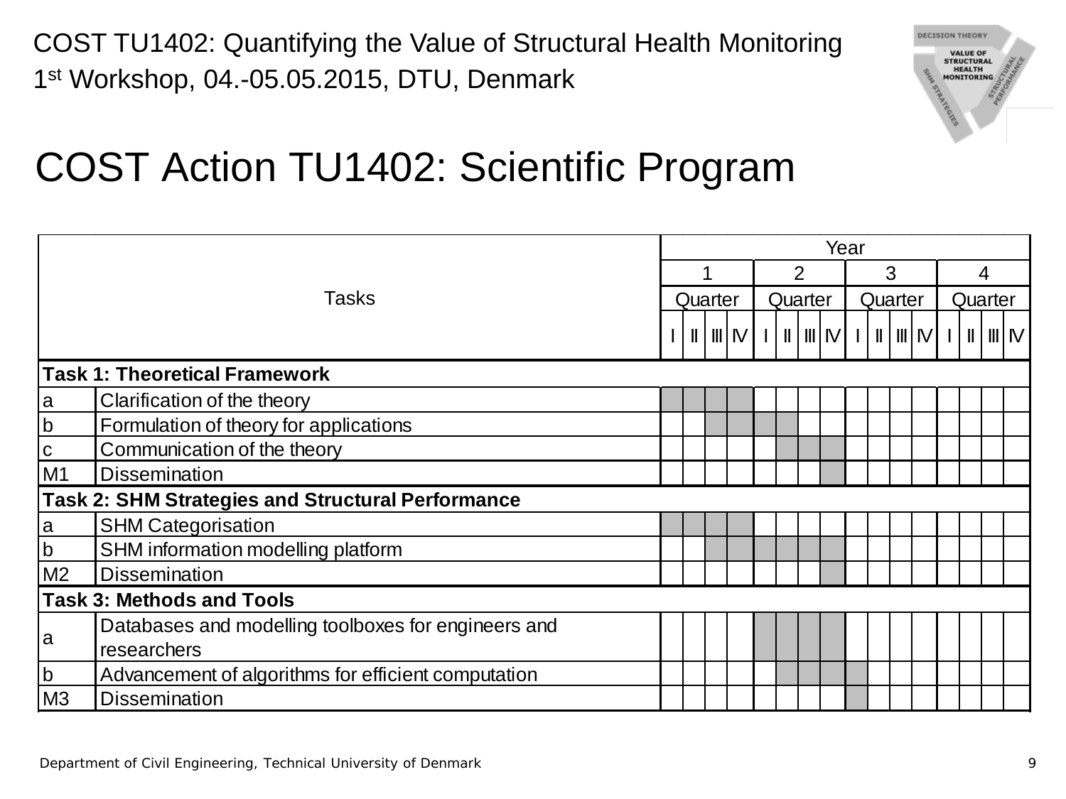# COST Action TU1402: Scientific Program

| Tasks | | Year | | | | | | | | | | | | | | | |
|---|---|---|---|---|---|---|---|---|---|---|---|---|---|---|---|---|---|
| | | 1 | | | | 2 | | | | 3 | | | | 4 | | | |
| | | Quarter | | | | Quarter | | | | Quarter | | | | Quarter | | | |
| | | I | II | III | IV | I | II | III | IV | I | II | III | IV | I | II | III | IV |
| **Task 1: Theoretical Framework** | | | | | | | | | | | | | | | | | |
| a | Clarification of the theory | ■ | ■ | ■ | ■ | | | | | | | | | | | | |
| b | Formulation of theory for applications | | | ■ | ■ | ■ | ■ | | | | | | | | | | |
| c | Communication of the theory | | | | | | ■ | ■ | ■ | | | | | | | | |
| M1 | Dissemination | | | | | | | | ■ | | | | | | | | |
| **Task 2: SHM Strategies and Structural Performance** | | | | | | | | | | | | | | | | | |
| a | SHM Categorisation | ■ | ■ | ■ | ■ | | | | | | | | | | | | |
| b | SHM information modelling platform | | | ■ | ■ | ■ | ■ | ■ | ■ | | | | | | | | |
| M2 | Dissemination | | | | | | | | ■ | | | | | | | | |
| **Task 3: Methods and Tools** | | | | | | | | | | | | | | | | | |
| a | Databases and modelling toolboxes for engineers and researchers | | | | | ■ | ■ | ■ | ■ | | | | | | | | |
| b | Advancement of algorithms for efficient computation | | | | | | ■ | ■ | ■ | ■ | | | | | | | |
| M3 | Dissemination | | | | | | | | | ■ | | | | | | | |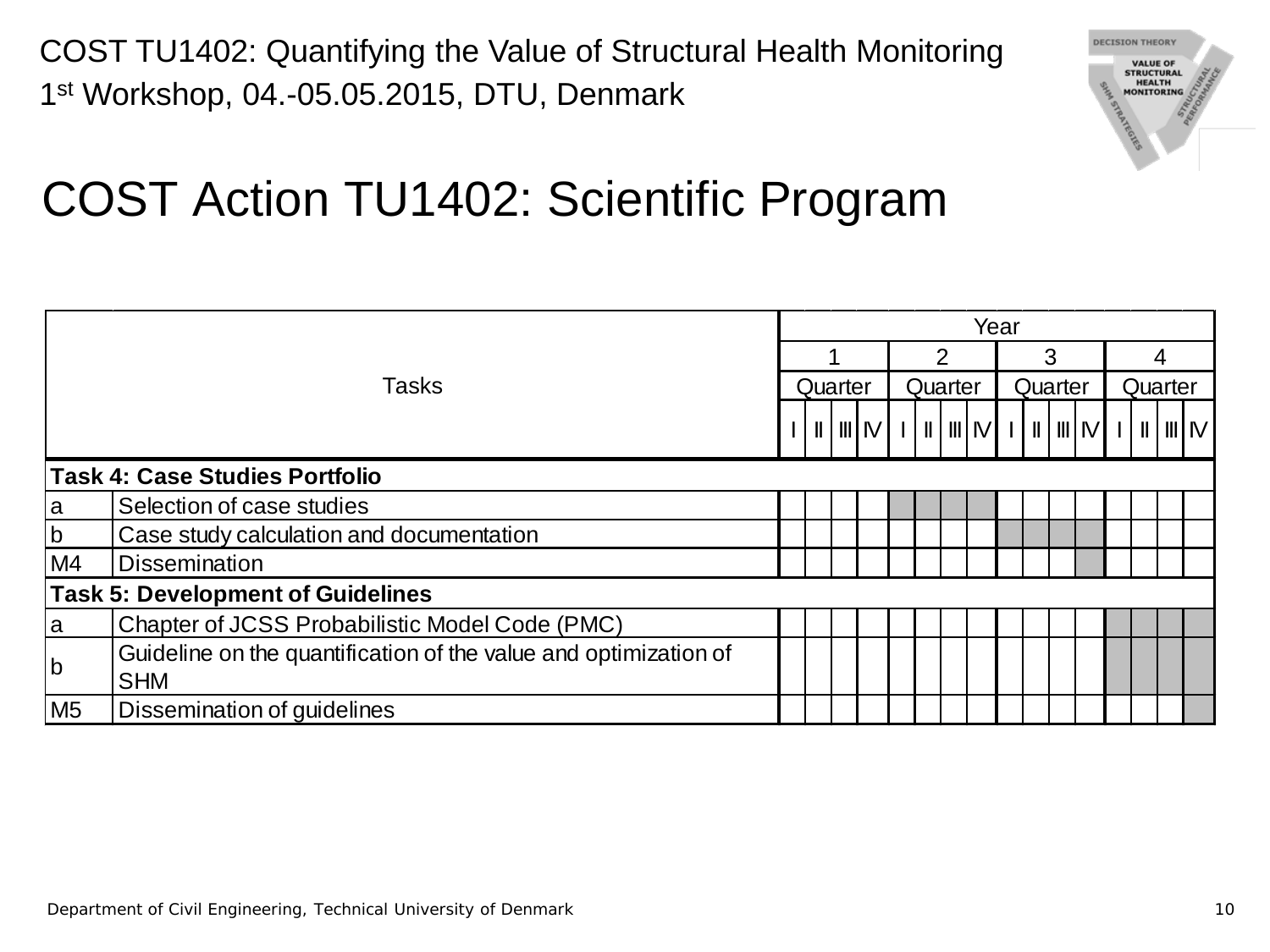COST TU1402: Quantifying the Value of Structural Health Monitoring
1st Workshop, 04.-05.05.2015, DTU, Denmark

# COST Action TU1402: Scientific Program

| Tasks | | Year 1 | | | | Year 2 | | | | Year 3 | | | | Year 4 | | | |
|---|---|---|---|---|---|---|---|---|---|---|---|---|---|---|---|---|---|
| | | Quarter | | | | Quarter | | | | Quarter | | | | Quarter | | | |
| | | I | II | III | IV | I | II | III | IV | I | II | III | IV | I | II | III | IV |
| **Task 4: Case Studies Portfolio** | | | | | | | | | | | | | | | | | |
| a | Selection of case studies | | | | | ■ | ■ | ■ | ■ | | | | | | | | |
| b | Case study calculation and documentation | | | | | | | | | ■ | ■ | ■ | ■ | | | | |
| M4 | Dissemination | | | | | | | | | | | | ■ | | | | |
| **Task 5: Development of Guidelines** | | | | | | | | | | | | | | | | | |
| a | Chapter of JCSS Probabilistic Model Code (PMC) | | | | | | | | | | | | | ■ | ■ | ■ | ■ |
| b | Guideline on the quantification of the value and optimization of SHM | | | | | | | | | | | | | ■ | ■ | ■ | ■ |
| M5 | Dissemination of guidelines | | | | | | | | | | | | | | | | ■ |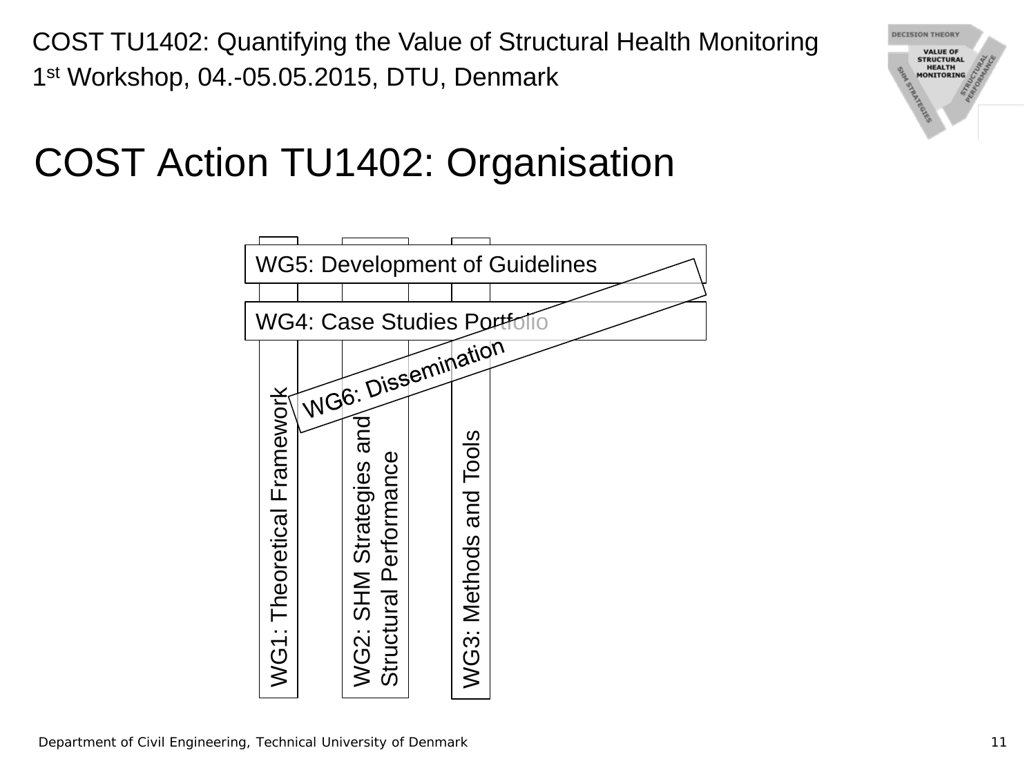# COST Action TU1402: Organisation

WG5: Development of Guidelines

WG4: Case Studies Portfolio

WG6: Dissemination

WG1: Theoretical Framework

WG2: SHM Strategies and Structural Performance

WG3: Methods and Tools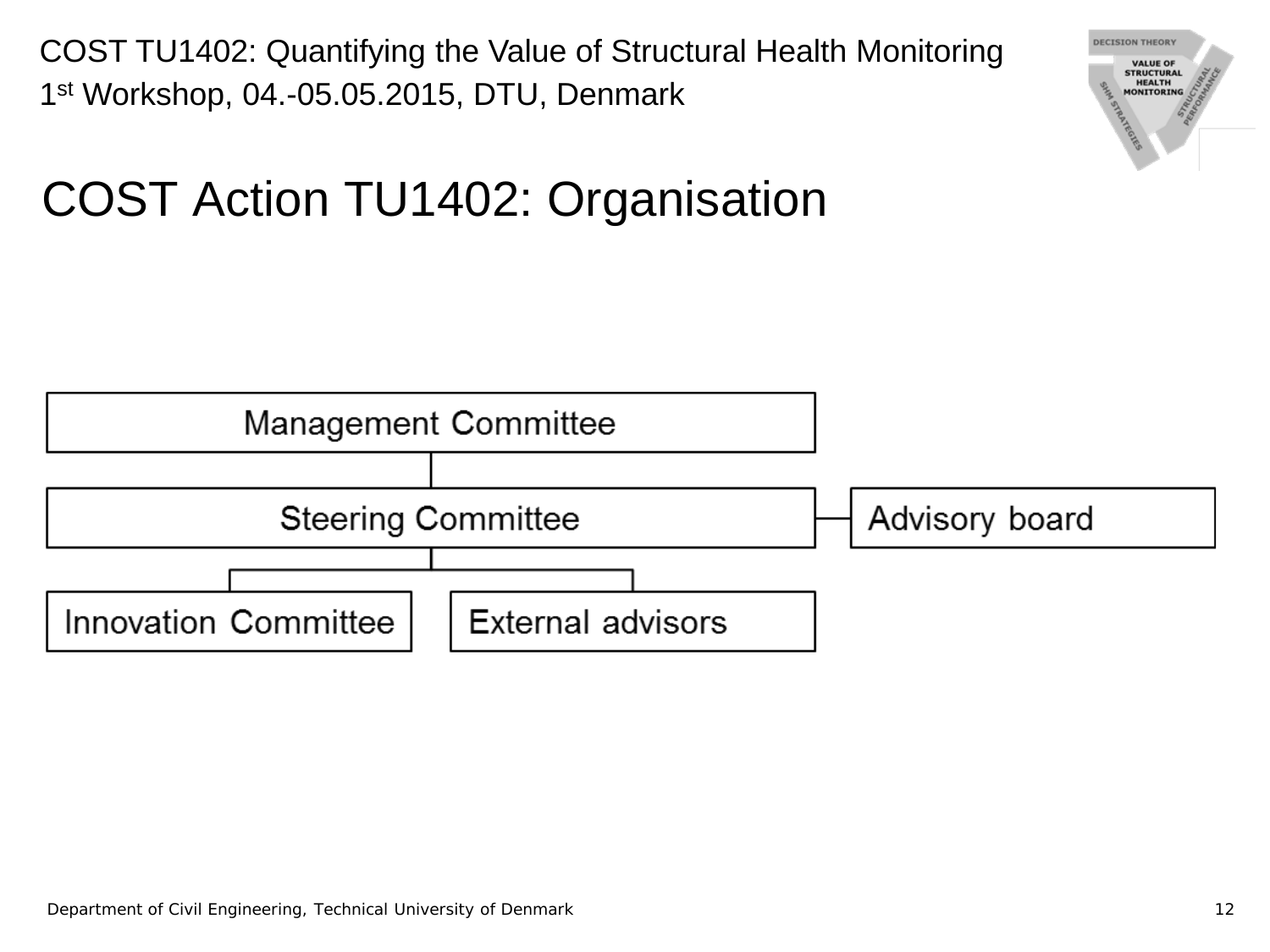# COST Action TU1402: Organisation

- Management Committee
  - Steering Committee — Advisory board
    - Innovation Committee
    - External advisors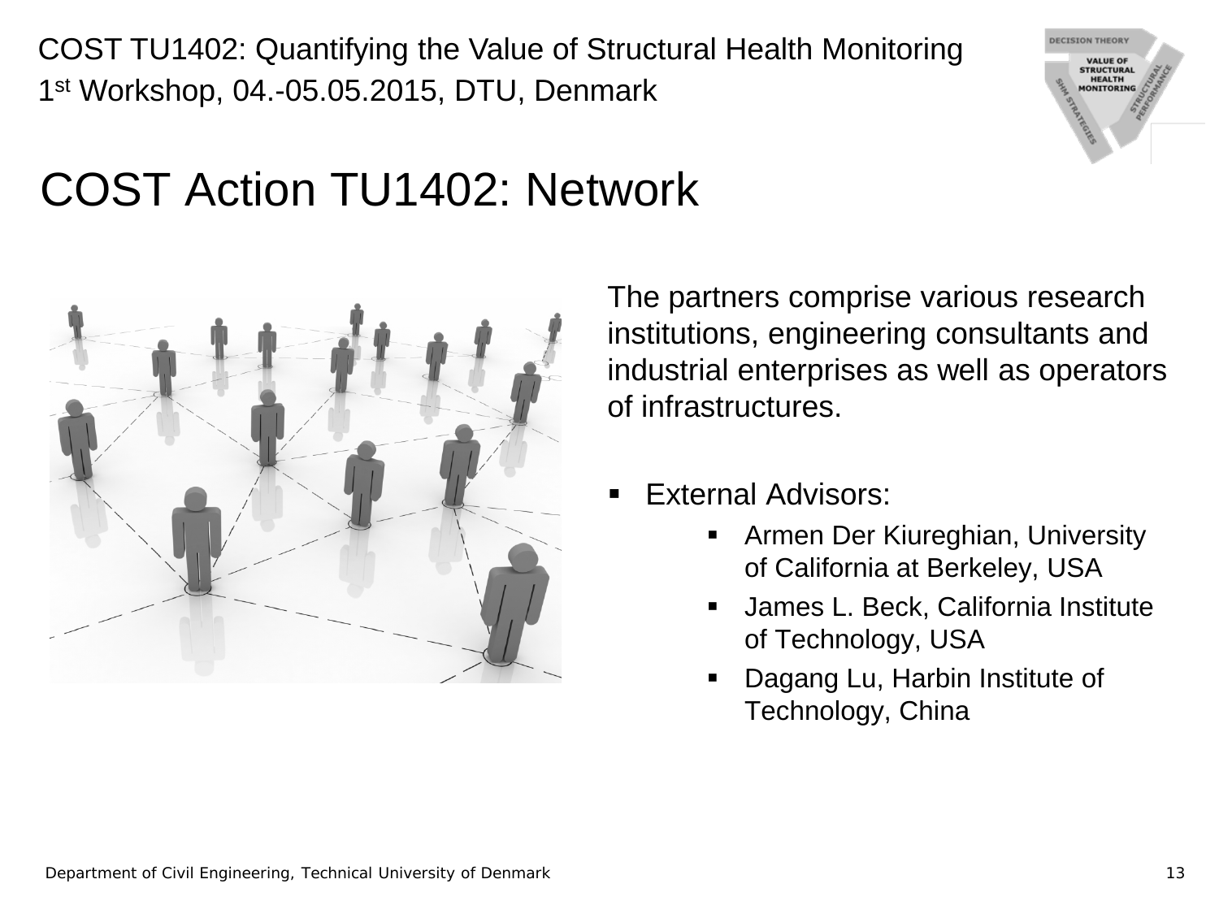# COST Action TU1402: Network

The partners comprise various research institutions, engineering consultants and industrial enterprises as well as operators of infrastructures.

- External Advisors:
  - Armen Der Kiureghian, University of California at Berkeley, USA
  - James L. Beck, California Institute of Technology, USA
  - Dagang Lu, Harbin Institute of Technology, China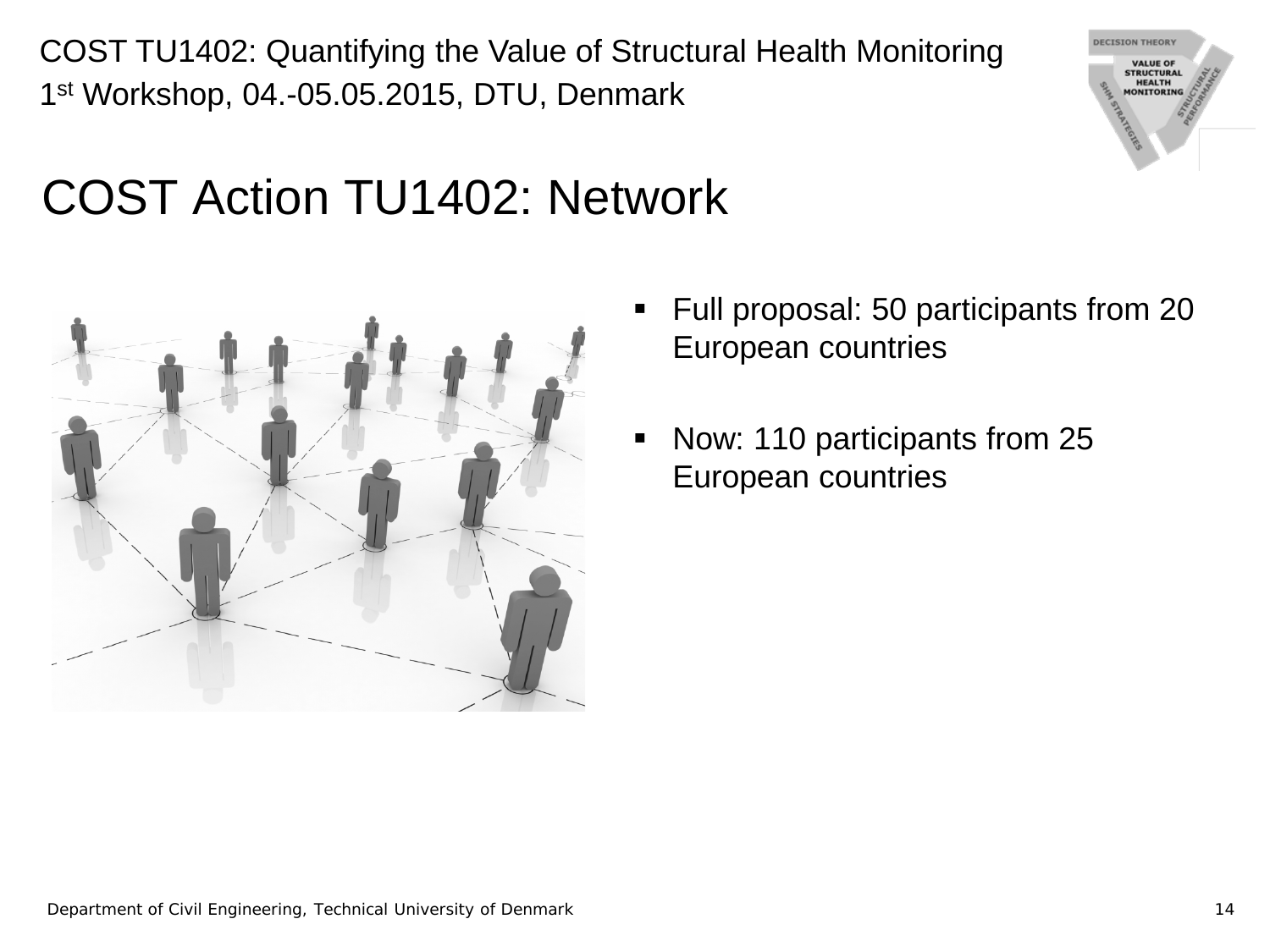# COST Action TU1402: Network

- Full proposal: 50 participants from 20 European countries
- Now: 110 participants from 25 European countries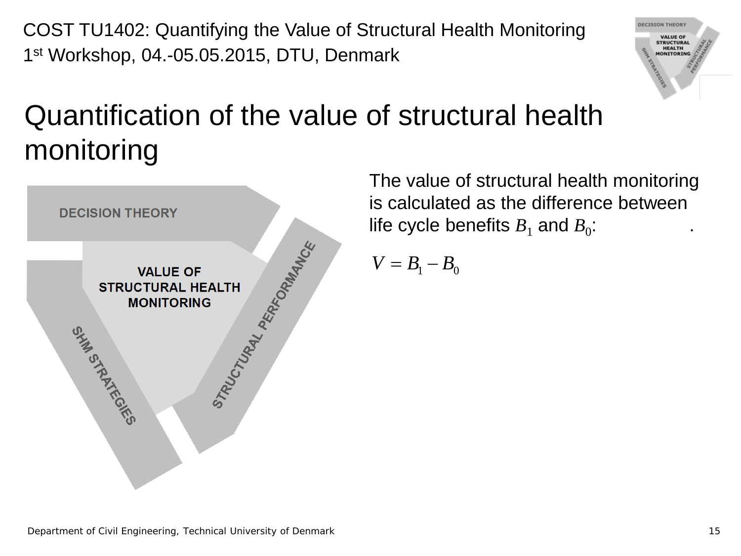# Quantification of the value of structural health monitoring

DECISION THEORY

VALUE OF STRUCTURAL HEALTH MONITORING

SHM STRATEGIES

STRUCTURAL PERFORMANCE

The value of structural health monitoring is calculated as the difference between life cycle benefits $B_1$ and $B_0$: .

$$V = B_1 - B_0$$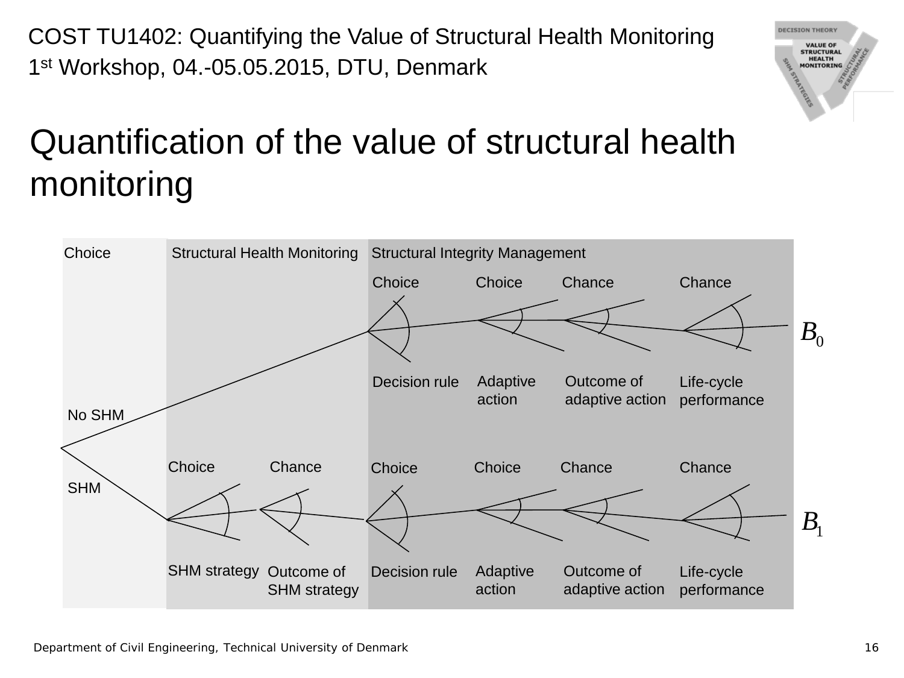# Quantification of the value of structural health monitoring

Choice | Structural Health Monitoring | Structural Integrity Management

**No SHM:** Choice (Decision rule) → Choice (Adaptive action) → Chance (Outcome of adaptive action) → Chance (Life-cycle performance) → $B_0$

**SHM:** Choice (SHM strategy) → Chance (Outcome of SHM strategy) → Choice (Decision rule) → Choice (Adaptive action) → Chance (Outcome of adaptive action) → Chance (Life-cycle performance) → $B_1$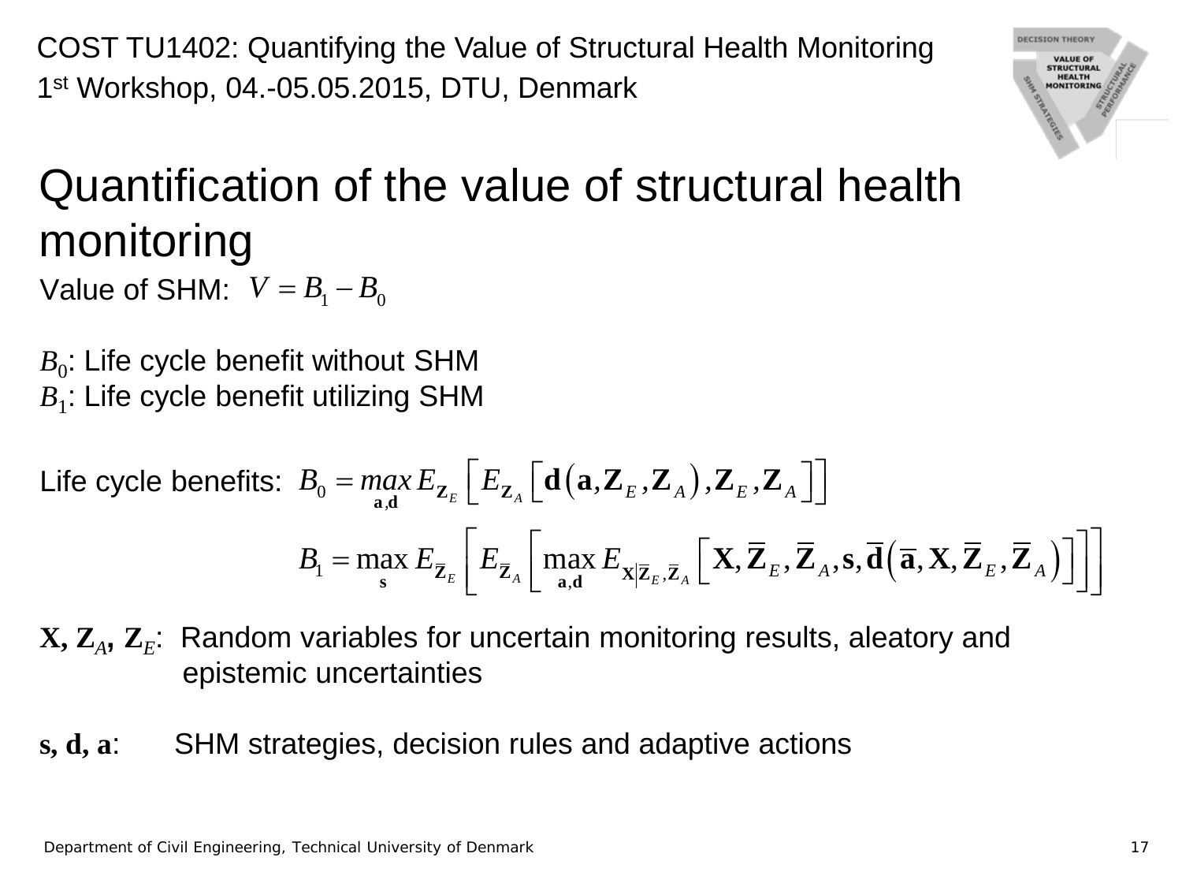# Quantification of the value of structural health monitoring

Value of SHM: $V = B_1 - B_0$

$B_0$: Life cycle benefit without SHM

$B_1$: Life cycle benefit utilizing SHM

Life cycle benefits:

$$B_0 = \max_{\mathbf{a},\mathbf{d}} E_{\mathbf{Z}_E}\left[E_{\mathbf{Z}_A}\left[\mathbf{d}\left(\mathbf{a},\mathbf{Z}_E,\mathbf{Z}_A\right),\mathbf{Z}_E,\mathbf{Z}_A\right]\right]$$

$$B_1 = \max_{\mathbf{s}} E_{\overline{\mathbf{Z}}_E}\left[E_{\overline{\mathbf{Z}}_A}\left[\max_{\mathbf{a},\mathbf{d}} E_{\mathbf{X}|\overline{\mathbf{Z}}_E,\overline{\mathbf{Z}}_A}\left[\mathbf{X},\overline{\mathbf{Z}}_E,\overline{\mathbf{Z}}_A,\mathbf{s},\overline{\mathbf{d}}\left(\overline{\mathbf{a}},\mathbf{X},\overline{\mathbf{Z}}_E,\overline{\mathbf{Z}}_A\right)\right]\right]\right]$$

$\mathbf{X}$, $\mathbf{Z}_A$, $\mathbf{Z}_E$: Random variables for uncertain monitoring results, aleatory and epistemic uncertainties

$\mathbf{s}$, $\mathbf{d}$, $\mathbf{a}$: SHM strategies, decision rules and adaptive actions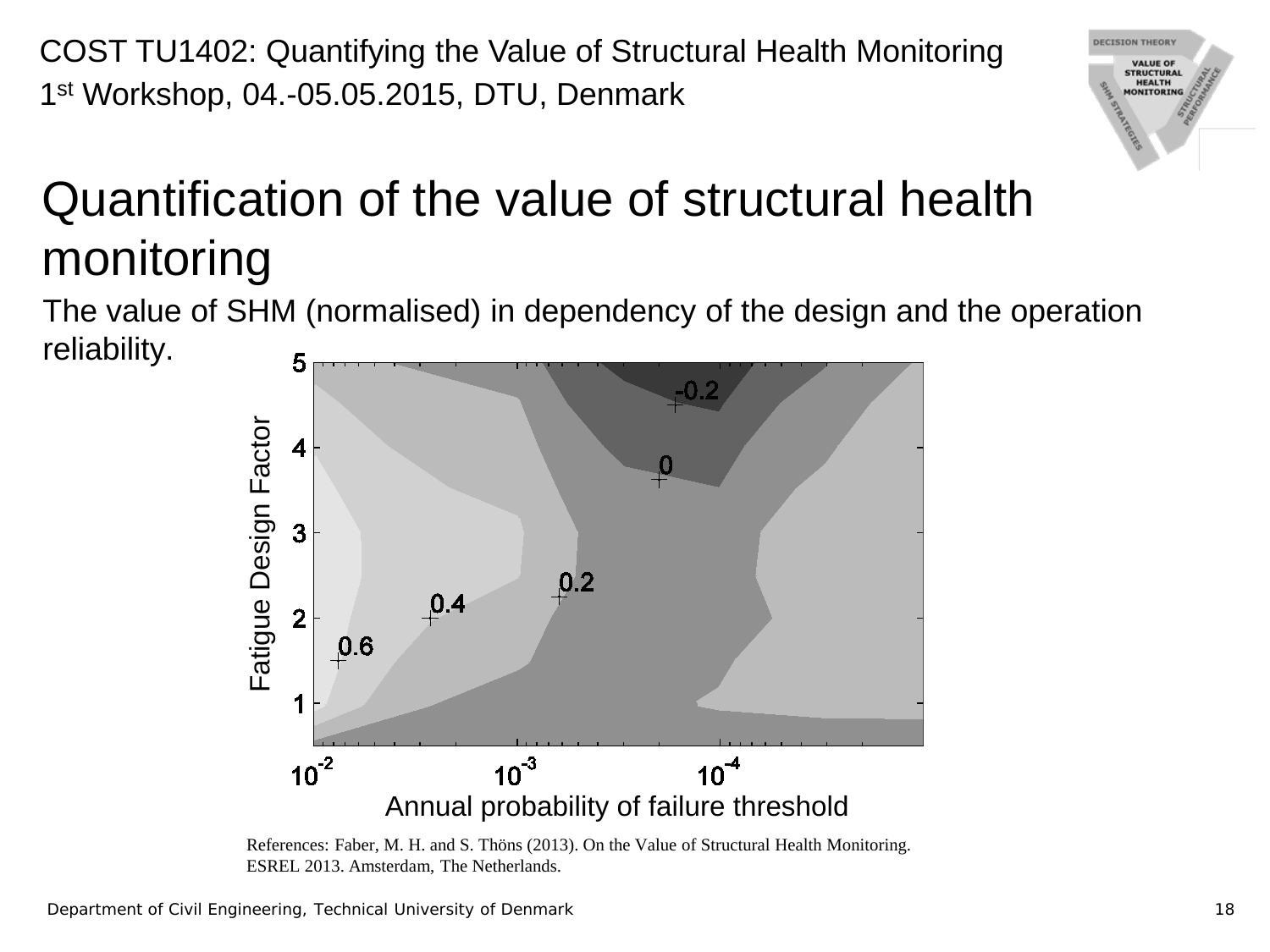# Quantification of the value of structural health monitoring

The value of SHM (normalised) in dependency of the design and the operation reliability.

References: Faber, M. H. and S. Thöns (2013). On the Value of Structural Health Monitoring. ESREL 2013. Amsterdam, The Netherlands.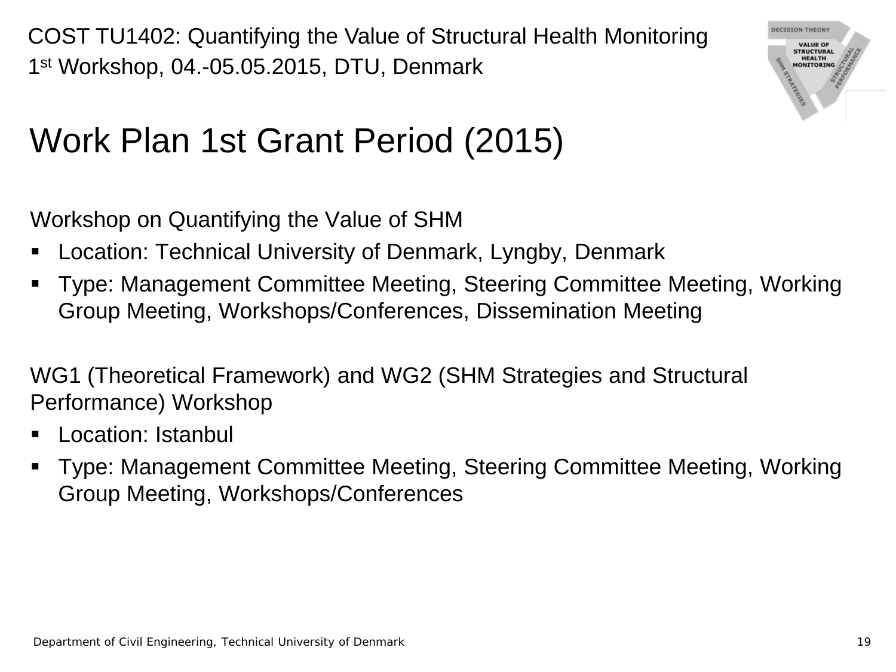# Work Plan 1st Grant Period (2015)

Workshop on Quantifying the Value of SHM

- Location: Technical University of Denmark, Lyngby, Denmark
- Type: Management Committee Meeting, Steering Committee Meeting, Working Group Meeting, Workshops/Conferences, Dissemination Meeting

WG1 (Theoretical Framework) and WG2 (SHM Strategies and Structural Performance) Workshop

- Location: Istanbul
- Type: Management Committee Meeting, Steering Committee Meeting, Working Group Meeting, Workshops/Conferences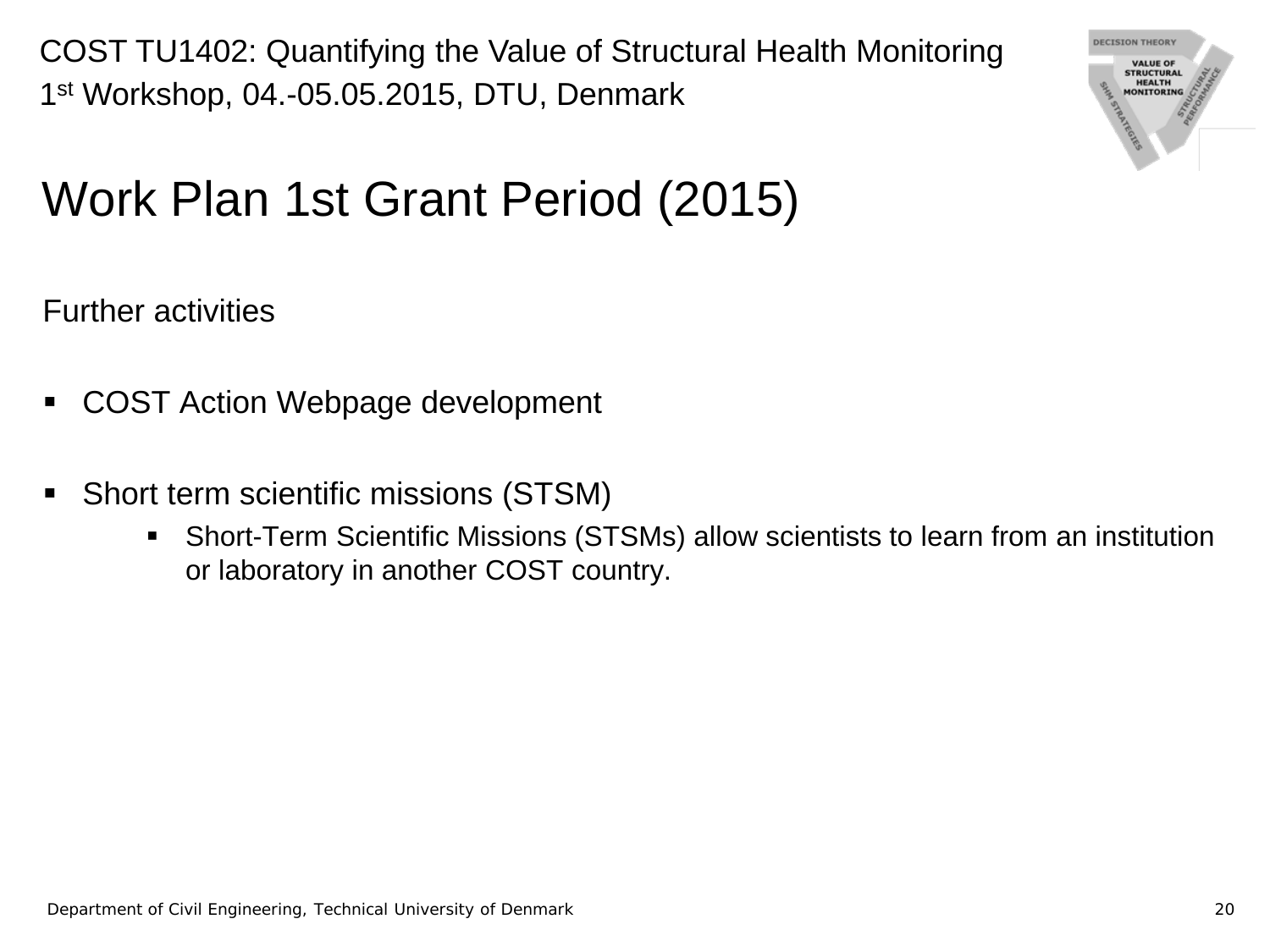# Work Plan 1st Grant Period (2015)

Further activities

- COST Action Webpage development
- Short term scientific missions (STSM)
  - Short-Term Scientific Missions (STSMs) allow scientists to learn from an institution or laboratory in another COST country.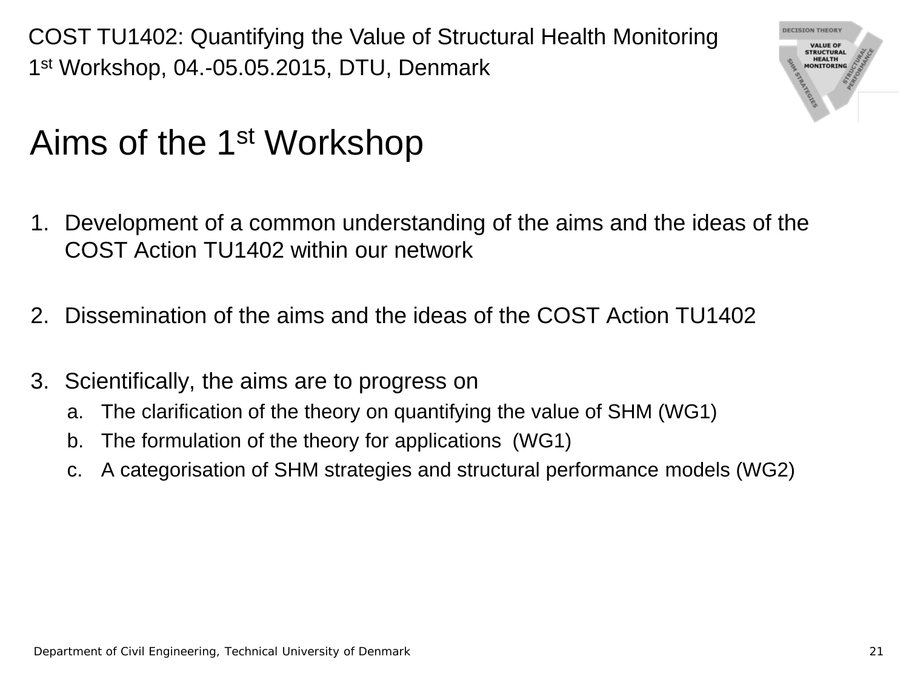# Aims of the 1st Workshop

1. Development of a common understanding of the aims and the ideas of the COST Action TU1402 within our network

2. Dissemination of the aims and the ideas of the COST Action TU1402

3. Scientifically, the aims are to progress on
   a. The clarification of the theory on quantifying the value of SHM (WG1)
   b. The formulation of the theory for applications (WG1)
   c. A categorisation of SHM strategies and structural performance models (WG2)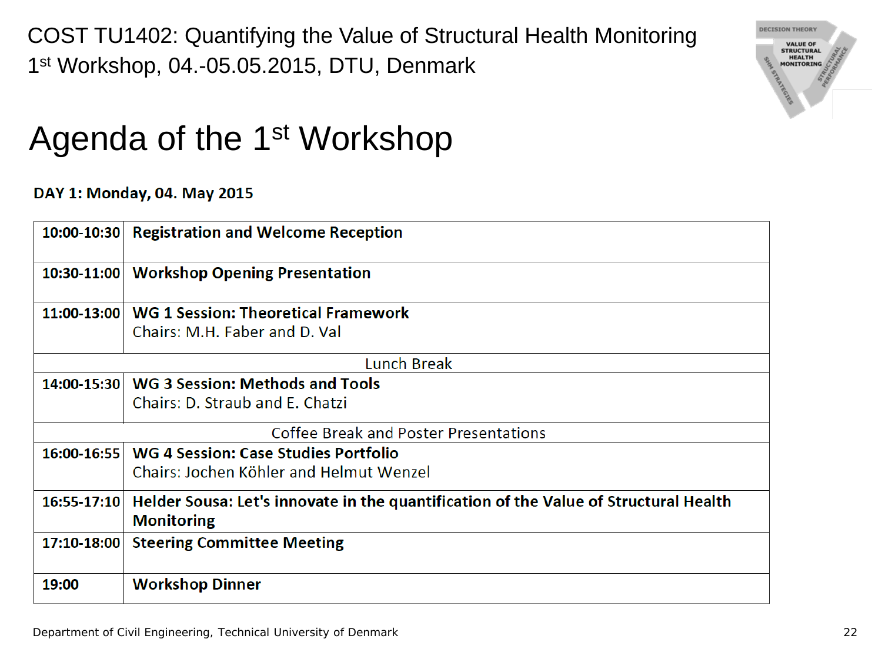COST TU1402: Quantifying the Value of Structural Health Monitoring
1st Workshop, 04.-05.05.2015, DTU, Denmark

# Agenda of the 1st Workshop

**DAY 1: Monday, 04. May 2015**

| Time | Session |
|---|---|
| **10:00-10:30** | **Registration and Welcome Reception** |
| **10:30-11:00** | **Workshop Opening Presentation** |
| **11:00-13:00** | **WG 1 Session: Theoretical Framework**<br>Chairs: M.H. Faber and D. Val |
| | Lunch Break |
| **14:00-15:30** | **WG 3 Session: Methods and Tools**<br>Chairs: D. Straub and E. Chatzi |
| | Coffee Break and Poster Presentations |
| **16:00-16:55** | **WG 4 Session: Case Studies Portfolio**<br>Chairs: Jochen Köhler and Helmut Wenzel |
| **16:55-17:10** | **Helder Sousa: Let's innovate in the quantification of the Value of Structural Health Monitoring** |
| **17:10-18:00** | **Steering Committee Meeting** |
| **19:00** | **Workshop Dinner** |

Department of Civil Engineering, Technical University of Denmark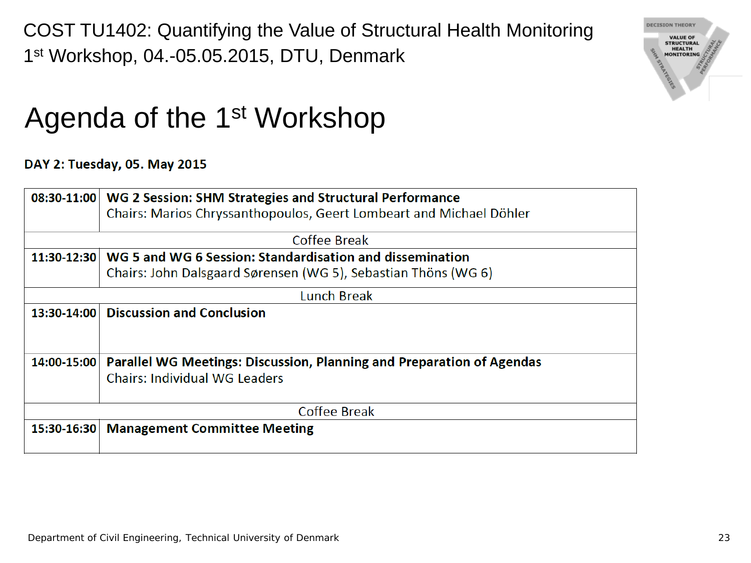COST TU1402: Quantifying the Value of Structural Health Monitoring
1st Workshop, 04.-05.05.2015, DTU, Denmark

# Agenda of the 1st Workshop

**DAY 2: Tuesday, 05. May 2015**

| Time | Session |
|---|---|
| **08:30-11:00** | **WG 2 Session: SHM Strategies and Structural Performance**<br>Chairs: Marios Chryssanthopoulos, Geert Lombeart and Michael Döhler |
| | Coffee Break |
| **11:30-12:30** | **WG 5 and WG 6 Session: Standardisation and dissemination**<br>Chairs: John Dalsgaard Sørensen (WG 5), Sebastian Thöns (WG 6) |
| | Lunch Break |
| **13:30-14:00** | **Discussion and Conclusion** |
| **14:00-15:00** | **Parallel WG Meetings: Discussion, Planning and Preparation of Agendas**<br>Chairs: Individual WG Leaders |
| | Coffee Break |
| **15:30-16:30** | **Management Committee Meeting** |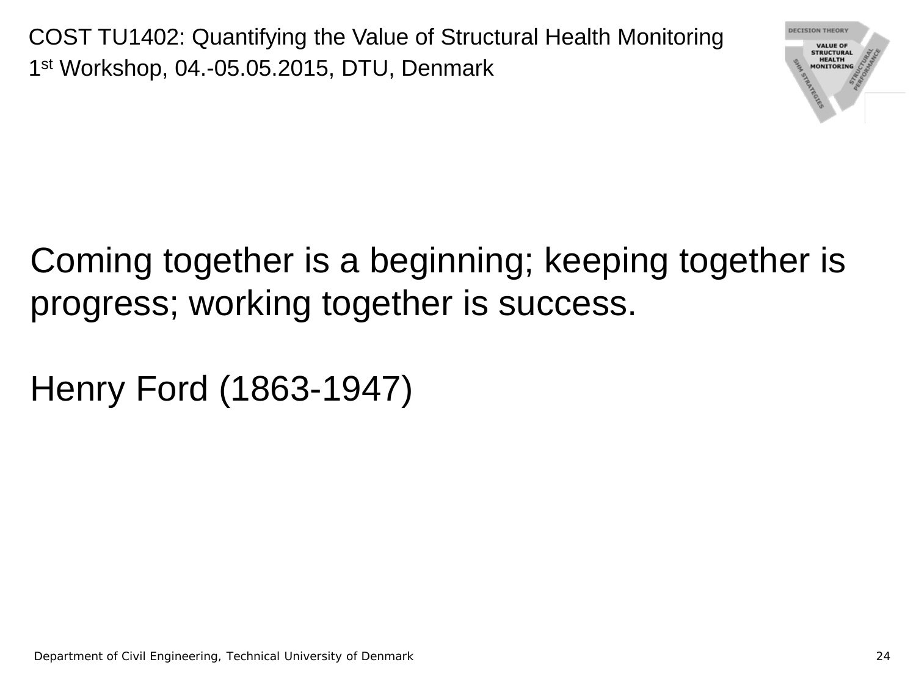Coming together is a beginning; keeping together is progress; working together is success.

Henry Ford (1863-1947)